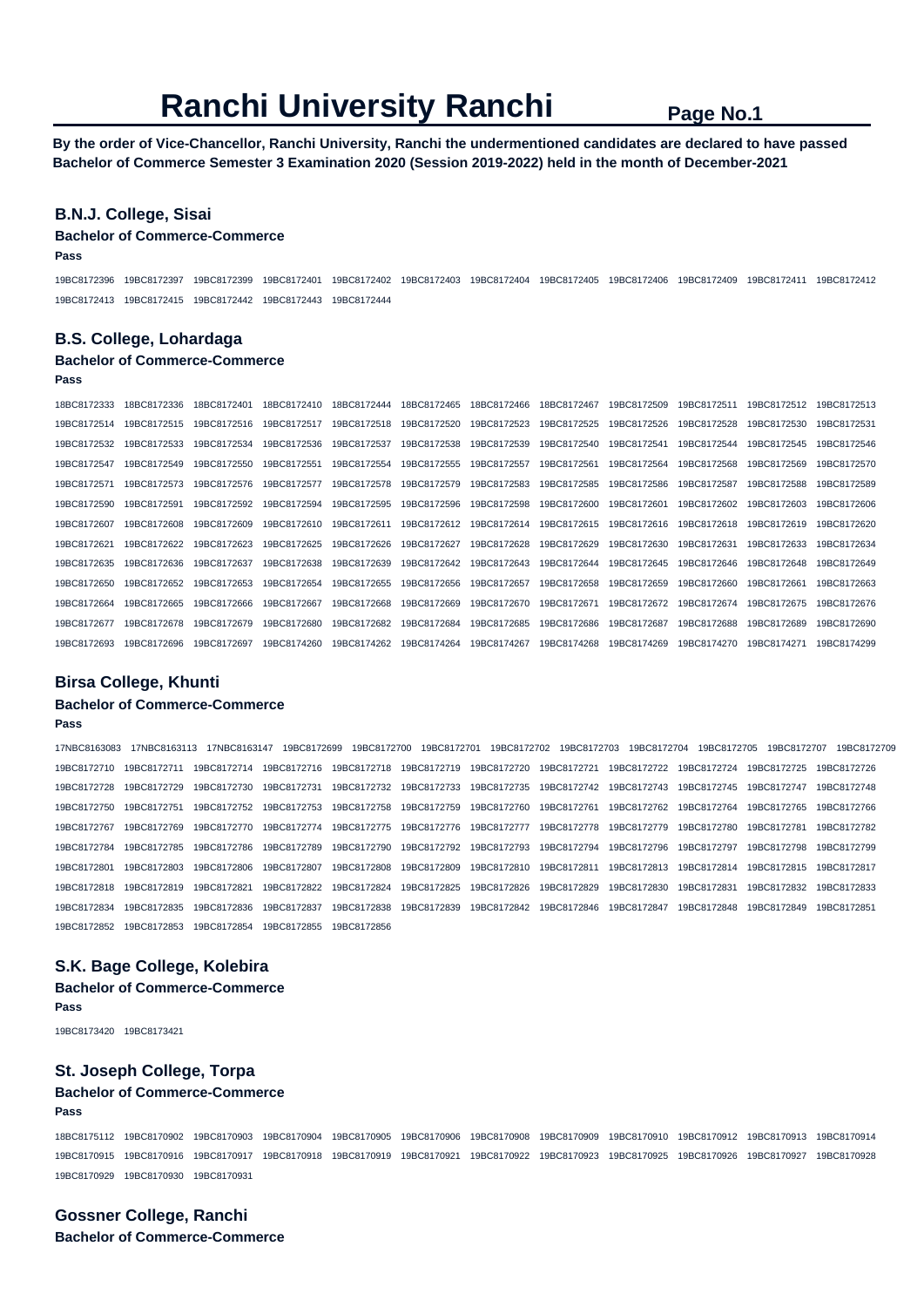# Ranchi University Ranchi

By the order of Vice-Chancellor, Ranchi University, Ranchi the undermentioned candidates are declared to have passed Bachelor of Commerce Semester 3 Examination 2020 (Session 2019-2022) held in the month of December-2021

## B.N.J. College, Sisai

### Bachelor of Commerce-Commerce

**Pass**

19BC8172396 19BC8172397 19BC8172399 19BC8172401 19BC8172402 19BC8172403 19BC8172404 19BC8172405 19BC8172406 19BC8172409 19BC8172411 19BC8172412 19BC8172413 19BC8172415 19BC8172442 19BC8172443 19BC8172444

## B.S. College, Lohardaga

### Bachelor of Commerce-Commerce

**Pass**

18BC8172333 18BC8172336 18BC8172401 18BC8172410 18BC8172444 18BC8172465 18BC8172466 18BC8172467 19BC8172509 19BC8172511 19BC8172512 19BC8172513 19BC8172514 19BC8172515 19BC8172516 19BC8172517 19BC8172518 19BC8172520 19BC8172523 19BC8172525 19BC8172526 19BC8172528 19BC8172530 19BC8172531 19BC8172532 19BC8172533 19BC8172534 19BC8172536 19BC8172537 19BC8172538 19BC8172539 19BC8172540 19BC8172541 19BC8172544 19BC8172545 19BC8172546 19BC8172547 19BC8172549 19BC8172550 19BC8172551 19BC8172554 19BC8172555 19BC8172557 19BC8172561 19BC8172564 19BC8172568 19BC8172569 19BC8172570 19BC8172571 19BC8172573 19BC8172576 19BC8172577 19BC8172578 19BC8172579 19BC8172583 19BC8172585 19BC8172586 19BC8172587 19BC8172588 19BC8172589 19BC8172590 19BC8172591 19BC8172592 19BC8172594 19BC8172595 19BC8172596 19BC8172598 19BC8172600 19BC8172601 19BC8172602 19BC8172603 19BC8172606 19BC8172607 19BC8172608 19BC8172609 19BC8172610 19BC8172611 19BC8172612 19BC8172614 19BC8172615 19BC8172616 19BC8172618 19BC8172619 19BC8172620 19BC8172621 19BC8172622 19BC8172623 19BC8172625 19BC8172626 19BC8172627 19BC8172628 19BC8172629 19BC8172630 19BC8172631 19BC8172633 19BC8172634 19BC8172635 19BC8172636 19BC8172637 19BC8172638 19BC8172639 19BC8172642 19BC8172643 19BC8172644 19BC8172645 19BC8172646 19BC8172648 19BC8172649 19BC8172650 19BC8172652 19BC8172653 19BC8172654 19BC8172655 19BC8172656 19BC8172657 19BC8172658 19BC8172659 19BC8172660 19BC8172661 19BC8172663 19BC8172664 19BC8172665 19BC8172666 19BC8172667 19BC8172668 19BC8172669 19BC8172670 19BC8172671 19BC8172672 19BC8172674 19BC8172675 19BC8172676 19BC8172677 19BC8172678 19BC8172679 19BC8172680 19BC8172682 19BC8172684 19BC8172685 19BC8172686 19BC8172687 19BC8172688 19BC8172689 19BC8172690 19BC8172693 19BC8172696 19BC8172697 19BC8174260 19BC8174262 19BC8174264 19BC8174267 19BC8174268 19BC8174269 19BC8174270 19BC8174271 19BC8174299

## Birsa College, Khunti

### Bachelor of Commerce-Commerce

**Pass**

17NBC8163083 17NBC8163113 17NBC8163147 19BC8172699 19BC8172700 19BC8172701 19BC8172702 19BC8172703 19BC8172704 19BC8172705 19BC8172707 19BC8172709 19BC8172710 19BC8172711 19BC8172714 19BC8172716 19BC8172718 19BC8172719 19BC8172720 19BC8172721 19BC8172722 19BC8172724 19BC8172725 19BC8172726 19BC8172728 19BC8172729 19BC8172730 19BC8172731 19BC8172732 19BC8172733 19BC8172735 19BC8172742 19BC8172743 19BC8172745 19BC8172747 19BC8172748 19BC8172750 19BC8172751 19BC8172752 19BC8172753 19BC8172758 19BC8172759 19BC8172760 19BC8172761 19BC8172762 19BC8172764 19BC8172765 19BC8172766 19BC8172767 19BC8172769 19BC8172770 19BC8172774 19BC8172775 19BC8172776 19BC8172777 19BC8172778 19BC8172779 19BC8172780 19BC8172781 19BC8172782 19BC8172784 19BC8172785 19BC8172786 19BC8172789 19BC8172790 19BC8172792 19BC8172793 19BC8172794 19BC8172796 19BC8172797 19BC8172798 19BC8172799 19BC8172801 19BC8172803 19BC8172806 19BC8172807 19BC8172808 19BC8172809 19BC8172810 19BC8172811 19BC8172813 19BC8172814 19BC8172815 19BC8172817 19BC8172818 19BC8172819 19BC8172821 19BC8172822 19BC8172824 19BC8172825 19BC8172826 19BC8172829 19BC8172830 19BC8172831 19BC8172832 19BC8172833 19BC8172834 19BC8172835 19BC8172836 19BC8172837 19BC8172838 19BC8172839 19BC8172842 19BC8172846 19BC8172847 19BC8172848 19BC8172849 19BC8172851 19BC8172852 19BC8172853 19BC8172854 19BC8172855 19BC8172856

## S.K. Bage College, Kolebira

### Bachelor of Commerce-Commerce

**Pass**

19BC8173420 19BC8173421

## St. Joseph College, Torpa

### Bachelor of Commerce-Commerce

**Pass**

18BC8175112 19BC8170902 19BC8170903 19BC8170904 19BC8170905 19BC8170906 19BC8170908 19BC8170909 19BC8170910 19BC8170912 19BC8170913 19BC8170914 19BC8170915 19BC8170916 19BC8170917 19BC8170918 19BC8170919 19BC8170921 19BC8170922 19BC8170923 19BC8170925 19BC8170926 19BC8170927 19BC8170928 19BC8170929 19BC8170930 19BC8170931

## Gossner College, Ranchi

### Bachelor of Commerce-Commerce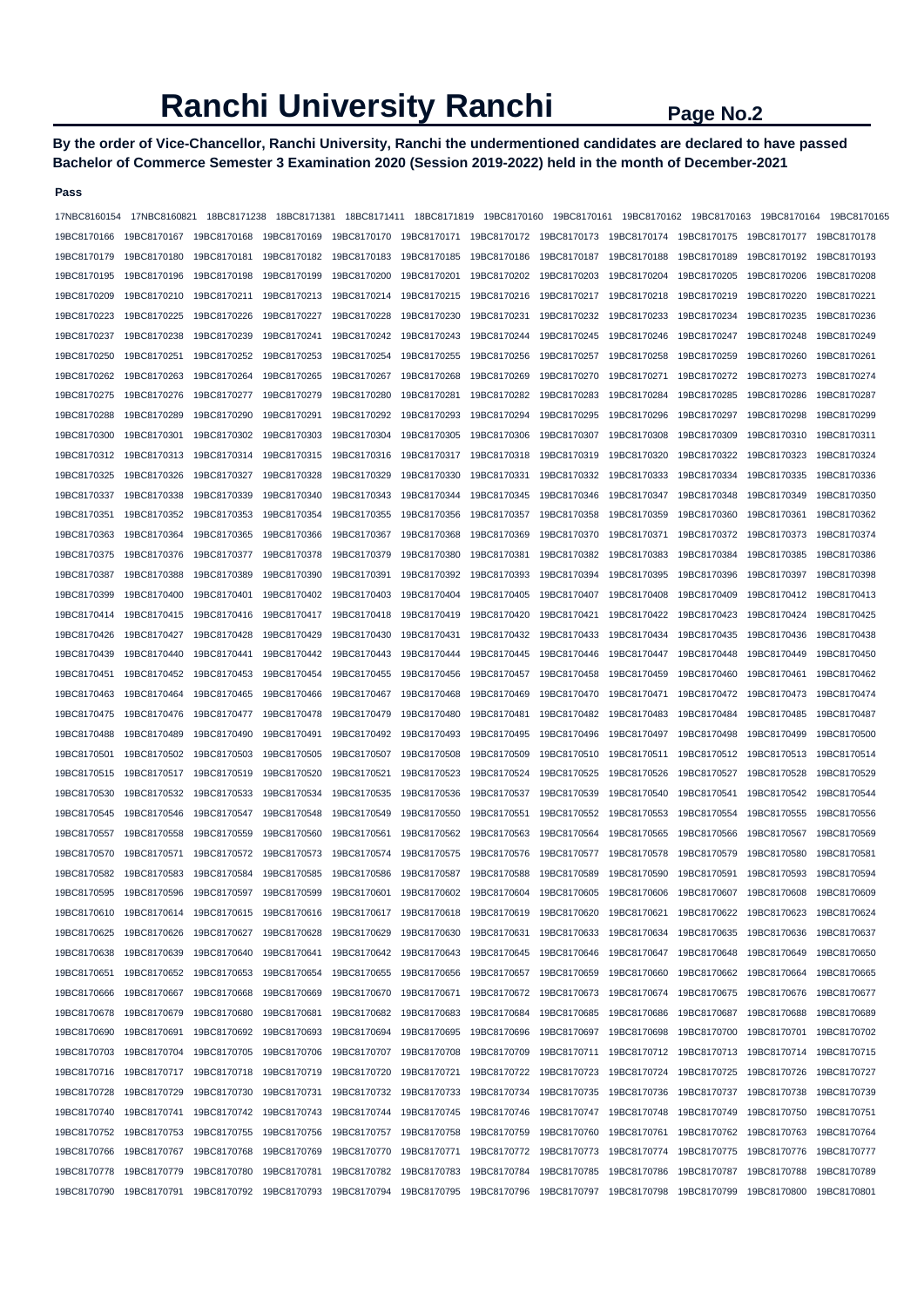# Ranchi University Ranchi

**Page No.2**

**By the order of Vice-Chancellor, Ranchi University, Ranchi the undermentioned candidates are declared to have passed Bachelor of Commerce Semester 3 Examination 2020 (Session 2019-2022) held in the month of December-2021**

**Pass**

| | | | | | | | | | | | |
|---|---|---|---|---|---|---|---|---|---|---|---|
| 17NBC8160154 | 17NBC8160821 | 18BC8171238 | 18BC8171381 | 18BC8171411 | 18BC8171819 | 19BC8170160 | 19BC8170161 | 19BC8170162 | 19BC8170163 | 19BC8170164 | 19BC8170165 |
| 19BC8170166 | 19BC8170167 | 19BC8170168 | 19BC8170169 | 19BC8170170 | 19BC8170171 | 19BC8170172 | 19BC8170173 | 19BC8170174 | 19BC8170175 | 19BC8170177 | 19BC8170178 |
| 19BC8170179 | 19BC8170180 | 19BC8170181 | 19BC8170182 | 19BC8170183 | 19BC8170185 | 19BC8170186 | 19BC8170187 | 19BC8170188 | 19BC8170189 | 19BC8170192 | 19BC8170193 |
| 19BC8170195 | 19BC8170196 | 19BC8170198 | 19BC8170199 | 19BC8170200 | 19BC8170201 | 19BC8170202 | 19BC8170203 | 19BC8170204 | 19BC8170205 | 19BC8170206 | 19BC8170208 |
| 19BC8170209 | 19BC8170210 | 19BC8170211 | 19BC8170213 | 19BC8170214 | 19BC8170215 | 19BC8170216 | 19BC8170217 | 19BC8170218 | 19BC8170219 | 19BC8170220 | 19BC8170221 |
| 19BC8170223 | 19BC8170225 | 19BC8170226 | 19BC8170227 | 19BC8170228 | 19BC8170230 | 19BC8170231 | 19BC8170232 | 19BC8170233 | 19BC8170234 | 19BC8170235 | 19BC8170236 |
| 19BC8170237 | 19BC8170238 | 19BC8170239 | 19BC8170241 | 19BC8170242 | 19BC8170243 | 19BC8170244 | 19BC8170245 | 19BC8170246 | 19BC8170247 | 19BC8170248 | 19BC8170249 |
| 19BC8170250 | 19BC8170251 | 19BC8170252 | 19BC8170253 | 19BC8170254 | 19BC8170255 | 19BC8170256 | 19BC8170257 | 19BC8170258 | 19BC8170259 | 19BC8170260 | 19BC8170261 |
| 19BC8170262 | 19BC8170263 | 19BC8170264 | 19BC8170265 | 19BC8170267 | 19BC8170268 | 19BC8170269 | 19BC8170270 | 19BC8170271 | 19BC8170272 | 19BC8170273 | 19BC8170274 |
| 19BC8170275 | 19BC8170276 | 19BC8170277 | 19BC8170279 | 19BC8170280 | 19BC8170281 | 19BC8170282 | 19BC8170283 | 19BC8170284 | 19BC8170285 | 19BC8170286 | 19BC8170287 |
| 19BC8170288 | 19BC8170289 | 19BC8170290 | 19BC8170291 | 19BC8170292 | 19BC8170293 | 19BC8170294 | 19BC8170295 | 19BC8170296 | 19BC8170297 | 19BC8170298 | 19BC8170299 |
| 19BC8170300 | 19BC8170301 | 19BC8170302 | 19BC8170303 | 19BC8170304 | 19BC8170305 | 19BC8170306 | 19BC8170307 | 19BC8170308 | 19BC8170309 | 19BC8170310 | 19BC8170311 |
| 19BC8170312 | 19BC8170313 | 19BC8170314 | 19BC8170315 | 19BC8170316 | 19BC8170317 | 19BC8170318 | 19BC8170319 | 19BC8170320 | 19BC8170322 | 19BC8170323 | 19BC8170324 |
| 19BC8170325 | 19BC8170326 | 19BC8170327 | 19BC8170328 | 19BC8170329 | 19BC8170330 | 19BC8170331 | 19BC8170332 | 19BC8170333 | 19BC8170334 | 19BC8170335 | 19BC8170336 |
| 19BC8170337 | 19BC8170338 | 19BC8170339 | 19BC8170340 | 19BC8170343 | 19BC8170344 | 19BC8170345 | 19BC8170346 | 19BC8170347 | 19BC8170348 | 19BC8170349 | 19BC8170350 |
| 19BC8170351 | 19BC8170352 | 19BC8170353 | 19BC8170354 | 19BC8170355 | 19BC8170356 | 19BC8170357 | 19BC8170358 | 19BC8170359 | 19BC8170360 | 19BC8170361 | 19BC8170362 |
| 19BC8170363 | 19BC8170364 | 19BC8170365 | 19BC8170366 | 19BC8170367 | 19BC8170368 | 19BC8170369 | 19BC8170370 | 19BC8170371 | 19BC8170372 | 19BC8170373 | 19BC8170374 |
| 19BC8170375 | 19BC8170376 | 19BC8170377 | 19BC8170378 | 19BC8170379 | 19BC8170380 | 19BC8170381 | 19BC8170382 | 19BC8170383 | 19BC8170384 | 19BC8170385 | 19BC8170386 |
| 19BC8170387 | 19BC8170388 | 19BC8170389 | 19BC8170390 | 19BC8170391 | 19BC8170392 | 19BC8170393 | 19BC8170394 | 19BC8170395 | 19BC8170396 | 19BC8170397 | 19BC8170398 |
| 19BC8170399 | 19BC8170400 | 19BC8170401 | 19BC8170402 | 19BC8170403 | 19BC8170404 | 19BC8170405 | 19BC8170407 | 19BC8170408 | 19BC8170409 | 19BC8170412 | 19BC8170413 |
| 19BC8170414 | 19BC8170415 | 19BC8170416 | 19BC8170417 | 19BC8170418 | 19BC8170419 | 19BC8170420 | 19BC8170421 | 19BC8170422 | 19BC8170423 | 19BC8170424 | 19BC8170425 |
| 19BC8170426 | 19BC8170427 | 19BC8170428 | 19BC8170429 | 19BC8170430 | 19BC8170431 | 19BC8170432 | 19BC8170433 | 19BC8170434 | 19BC8170435 | 19BC8170436 | 19BC8170438 |
| 19BC8170439 | 19BC8170440 | 19BC8170441 | 19BC8170442 | 19BC8170443 | 19BC8170444 | 19BC8170445 | 19BC8170446 | 19BC8170447 | 19BC8170448 | 19BC8170449 | 19BC8170450 |
| 19BC8170451 | 19BC8170452 | 19BC8170453 | 19BC8170454 | 19BC8170455 | 19BC8170456 | 19BC8170457 | 19BC8170458 | 19BC8170459 | 19BC8170460 | 19BC8170461 | 19BC8170462 |
| 19BC8170463 | 19BC8170464 | 19BC8170465 | 19BC8170466 | 19BC8170467 | 19BC8170468 | 19BC8170469 | 19BC8170470 | 19BC8170471 | 19BC8170472 | 19BC8170473 | 19BC8170474 |
| 19BC8170475 | 19BC8170476 | 19BC8170477 | 19BC8170478 | 19BC8170479 | 19BC8170480 | 19BC8170481 | 19BC8170482 | 19BC8170483 | 19BC8170484 | 19BC8170485 | 19BC8170487 |
| 19BC8170488 | 19BC8170489 | 19BC8170490 | 19BC8170491 | 19BC8170492 | 19BC8170493 | 19BC8170495 | 19BC8170496 | 19BC8170497 | 19BC8170498 | 19BC8170499 | 19BC8170500 |
| 19BC8170501 | 19BC8170502 | 19BC8170503 | 19BC8170505 | 19BC8170507 | 19BC8170508 | 19BC8170509 | 19BC8170510 | 19BC8170511 | 19BC8170512 | 19BC8170513 | 19BC8170514 |
| 19BC8170515 | 19BC8170517 | 19BC8170519 | 19BC8170520 | 19BC8170521 | 19BC8170523 | 19BC8170524 | 19BC8170525 | 19BC8170526 | 19BC8170527 | 19BC8170528 | 19BC8170529 |
| 19BC8170530 | 19BC8170532 | 19BC8170533 | 19BC8170534 | 19BC8170535 | 19BC8170536 | 19BC8170537 | 19BC8170539 | 19BC8170540 | 19BC8170541 | 19BC8170542 | 19BC8170544 |
| 19BC8170545 | 19BC8170546 | 19BC8170547 | 19BC8170548 | 19BC8170549 | 19BC8170550 | 19BC8170551 | 19BC8170552 | 19BC8170553 | 19BC8170554 | 19BC8170555 | 19BC8170556 |
| 19BC8170557 | 19BC8170558 | 19BC8170559 | 19BC8170560 | 19BC8170561 | 19BC8170562 | 19BC8170563 | 19BC8170564 | 19BC8170565 | 19BC8170566 | 19BC8170567 | 19BC8170569 |
| 19BC8170570 | 19BC8170571 | 19BC8170572 | 19BC8170573 | 19BC8170574 | 19BC8170575 | 19BC8170576 | 19BC8170577 | 19BC8170578 | 19BC8170579 | 19BC8170580 | 19BC8170581 |
| 19BC8170582 | 19BC8170583 | 19BC8170584 | 19BC8170585 | 19BC8170586 | 19BC8170587 | 19BC8170588 | 19BC8170589 | 19BC8170590 | 19BC8170591 | 19BC8170593 | 19BC8170594 |
| 19BC8170595 | 19BC8170596 | 19BC8170597 | 19BC8170599 | 19BC8170601 | 19BC8170602 | 19BC8170604 | 19BC8170605 | 19BC8170606 | 19BC8170607 | 19BC8170608 | 19BC8170609 |
| 19BC8170610 | 19BC8170614 | 19BC8170615 | 19BC8170616 | 19BC8170617 | 19BC8170618 | 19BC8170619 | 19BC8170620 | 19BC8170621 | 19BC8170622 | 19BC8170623 | 19BC8170624 |
| 19BC8170625 | 19BC8170626 | 19BC8170627 | 19BC8170628 | 19BC8170629 | 19BC8170630 | 19BC8170631 | 19BC8170633 | 19BC8170634 | 19BC8170635 | 19BC8170636 | 19BC8170637 |
| 19BC8170638 | 19BC8170639 | 19BC8170640 | 19BC8170641 | 19BC8170642 | 19BC8170643 | 19BC8170645 | 19BC8170646 | 19BC8170647 | 19BC8170648 | 19BC8170649 | 19BC8170650 |
| 19BC8170651 | 19BC8170652 | 19BC8170653 | 19BC8170654 | 19BC8170655 | 19BC8170656 | 19BC8170657 | 19BC8170659 | 19BC8170660 | 19BC8170662 | 19BC8170664 | 19BC8170665 |
| 19BC8170666 | 19BC8170667 | 19BC8170668 | 19BC8170669 | 19BC8170670 | 19BC8170671 | 19BC8170672 | 19BC8170673 | 19BC8170674 | 19BC8170675 | 19BC8170676 | 19BC8170677 |
| 19BC8170678 | 19BC8170679 | 19BC8170680 | 19BC8170681 | 19BC8170682 | 19BC8170683 | 19BC8170684 | 19BC8170685 | 19BC8170686 | 19BC8170687 | 19BC8170688 | 19BC8170689 |
| 19BC8170690 | 19BC8170691 | 19BC8170692 | 19BC8170693 | 19BC8170694 | 19BC8170695 | 19BC8170696 | 19BC8170697 | 19BC8170698 | 19BC8170700 | 19BC8170701 | 19BC8170702 |
| 19BC8170703 | 19BC8170704 | 19BC8170705 | 19BC8170706 | 19BC8170707 | 19BC8170708 | 19BC8170709 | 19BC8170711 | 19BC8170712 | 19BC8170713 | 19BC8170714 | 19BC8170715 |
| 19BC8170716 | 19BC8170717 | 19BC8170718 | 19BC8170719 | 19BC8170720 | 19BC8170721 | 19BC8170722 | 19BC8170723 | 19BC8170724 | 19BC8170725 | 19BC8170726 | 19BC8170727 |
| 19BC8170728 | 19BC8170729 | 19BC8170730 | 19BC8170731 | 19BC8170732 | 19BC8170733 | 19BC8170734 | 19BC8170735 | 19BC8170736 | 19BC8170737 | 19BC8170738 | 19BC8170739 |
| 19BC8170740 | 19BC8170741 | 19BC8170742 | 19BC8170743 | 19BC8170744 | 19BC8170745 | 19BC8170746 | 19BC8170747 | 19BC8170748 | 19BC8170749 | 19BC8170750 | 19BC8170751 |
| 19BC8170752 | 19BC8170753 | 19BC8170755 | 19BC8170756 | 19BC8170757 | 19BC8170758 | 19BC8170759 | 19BC8170760 | 19BC8170761 | 19BC8170762 | 19BC8170763 | 19BC8170764 |
| 19BC8170766 | 19BC8170767 | 19BC8170768 | 19BC8170769 | 19BC8170770 | 19BC8170771 | 19BC8170772 | 19BC8170773 | 19BC8170774 | 19BC8170775 | 19BC8170776 | 19BC8170777 |
| 19BC8170778 | 19BC8170779 | 19BC8170780 | 19BC8170781 | 19BC8170782 | 19BC8170783 | 19BC8170784 | 19BC8170785 | 19BC8170786 | 19BC8170787 | 19BC8170788 | 19BC8170789 |
| 19BC8170790 | 19BC8170791 | 19BC8170792 | 19BC8170793 | 19BC8170794 | 19BC8170795 | 19BC8170796 | 19BC8170797 | 19BC8170798 | 19BC8170799 | 19BC8170800 | 19BC8170801 |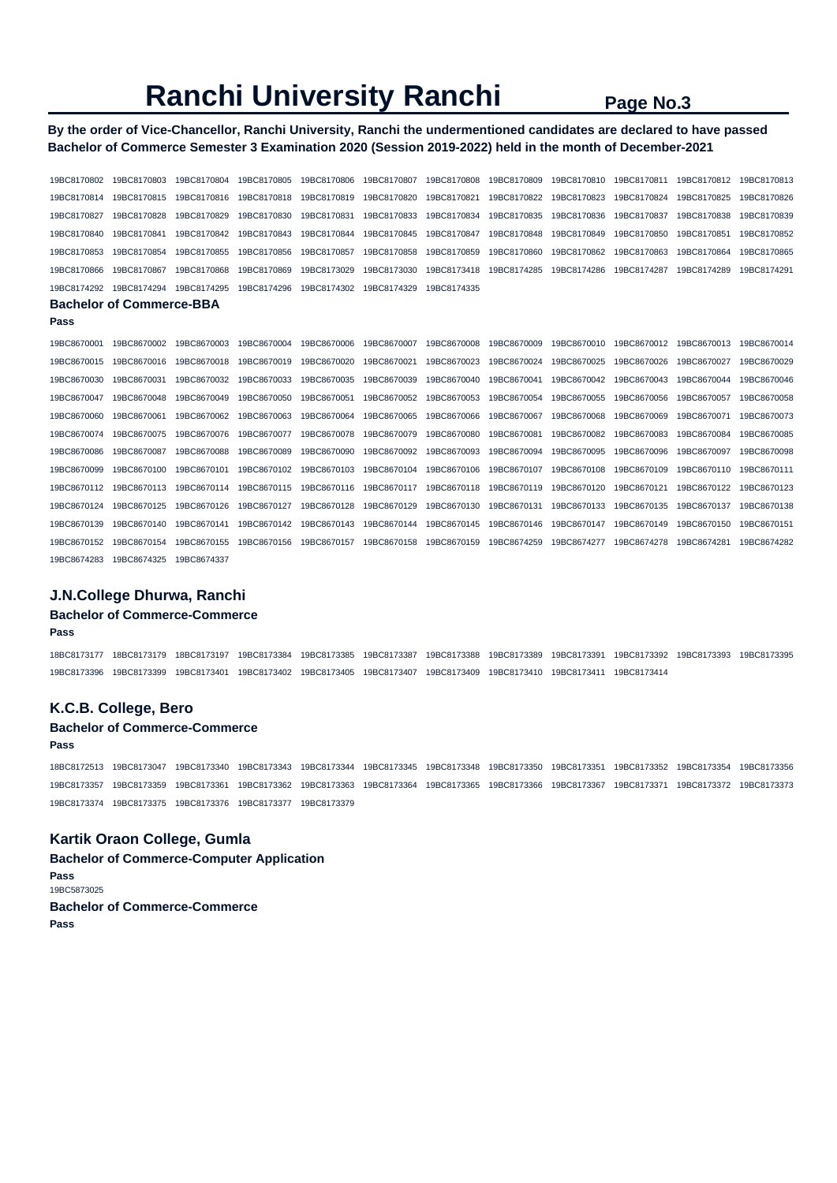# Ranchi University Ranchi

**By the order of Vice-Chancellor, Ranchi University, Ranchi the undermentioned candidates are declared to have passed Bachelor of Commerce Semester 3 Examination 2020 (Session 2019-2022) held in the month of December-2021**

19BC8170802 19BC8170803 19BC8170804 19BC8170805 19BC8170806 19BC8170807 19BC8170808 19BC8170809 19BC8170810 19BC8170811 19BC8170812 19BC8170813
19BC8170814 19BC8170815 19BC8170816 19BC8170818 19BC8170819 19BC8170820 19BC8170821 19BC8170822 19BC8170823 19BC8170824 19BC8170825 19BC8170826
19BC8170827 19BC8170828 19BC8170829 19BC8170830 19BC8170831 19BC8170833 19BC8170834 19BC8170835 19BC8170836 19BC8170837 19BC8170838 19BC8170839
19BC8170840 19BC8170841 19BC8170842 19BC8170843 19BC8170844 19BC8170845 19BC8170847 19BC8170848 19BC8170849 19BC8170850 19BC8170851 19BC8170852
19BC8170853 19BC8170854 19BC8170855 19BC8170856 19BC8170857 19BC8170858 19BC8170859 19BC8170860 19BC8170862 19BC8170863 19BC8170864 19BC8170865
19BC8170866 19BC8170867 19BC8170868 19BC8170869 19BC8173029 19BC8173030 19BC8173418 19BC8174285 19BC8174286 19BC8174287 19BC8174289 19BC8174291
19BC8174292 19BC8174294 19BC8174295 19BC8174296 19BC8174302 19BC8174329 19BC8174335

### Bachelor of Commerce-BBA

**Pass**

19BC8670001 19BC8670002 19BC8670003 19BC8670004 19BC8670006 19BC8670007 19BC8670008 19BC8670009 19BC8670010 19BC8670012 19BC8670013 19BC8670014
19BC8670015 19BC8670016 19BC8670018 19BC8670019 19BC8670020 19BC8670021 19BC8670023 19BC8670024 19BC8670025 19BC8670026 19BC8670027 19BC8670029
19BC8670030 19BC8670031 19BC8670032 19BC8670033 19BC8670035 19BC8670039 19BC8670040 19BC8670041 19BC8670042 19BC8670043 19BC8670044 19BC8670046
19BC8670047 19BC8670048 19BC8670049 19BC8670050 19BC8670051 19BC8670052 19BC8670053 19BC8670054 19BC8670055 19BC8670056 19BC8670057 19BC8670058
19BC8670060 19BC8670061 19BC8670062 19BC8670063 19BC8670064 19BC8670065 19BC8670066 19BC8670067 19BC8670068 19BC8670069 19BC8670071 19BC8670073
19BC8670074 19BC8670075 19BC8670076 19BC8670077 19BC8670078 19BC8670079 19BC8670080 19BC8670081 19BC8670082 19BC8670083 19BC8670084 19BC8670085
19BC8670086 19BC8670087 19BC8670088 19BC8670089 19BC8670090 19BC8670092 19BC8670093 19BC8670094 19BC8670095 19BC8670096 19BC8670097 19BC8670098
19BC8670099 19BC8670100 19BC8670101 19BC8670102 19BC8670103 19BC8670104 19BC8670106 19BC8670107 19BC8670108 19BC8670109 19BC8670110 19BC8670111
19BC8670112 19BC8670113 19BC8670114 19BC8670115 19BC8670116 19BC8670117 19BC8670118 19BC8670119 19BC8670120 19BC8670121 19BC8670122 19BC8670123
19BC8670124 19BC8670125 19BC8670126 19BC8670127 19BC8670128 19BC8670129 19BC8670130 19BC8670131 19BC8670133 19BC8670135 19BC8670137 19BC8670138
19BC8670139 19BC8670140 19BC8670141 19BC8670142 19BC8670143 19BC8670144 19BC8670145 19BC8670146 19BC8670147 19BC8670149 19BC8670150 19BC8670151
19BC8670152 19BC8670154 19BC8670155 19BC8670156 19BC8670157 19BC8670158 19BC8670159 19BC8674259 19BC8674277 19BC8674278 19BC8674281 19BC8674282
19BC8674283 19BC8674325 19BC8674337

## J.N.College Dhurwa, Ranchi

### Bachelor of Commerce-Commerce

**Pass**

18BC8173177 18BC8173179 18BC8173197 19BC8173384 19BC8173385 19BC8173387 19BC8173388 19BC8173389 19BC8173391 19BC8173392 19BC8173393 19BC8173395
19BC8173396 19BC8173399 19BC8173401 19BC8173402 19BC8173405 19BC8173407 19BC8173409 19BC8173410 19BC8173411 19BC8173414

## K.C.B. College, Bero

### Bachelor of Commerce-Commerce

**Pass**

18BC8172513 19BC8173047 19BC8173340 19BC8173343 19BC8173344 19BC8173345 19BC8173348 19BC8173350 19BC8173351 19BC8173352 19BC8173354 19BC8173356
19BC8173357 19BC8173359 19BC8173361 19BC8173362 19BC8173363 19BC8173364 19BC8173365 19BC8173366 19BC8173367 19BC8173371 19BC8173372 19BC8173373
19BC8173374 19BC8173375 19BC8173376 19BC8173377 19BC8173379

## Kartik Oraon College, Gumla

### Bachelor of Commerce-Computer Application

**Pass**

19BC5873025

### Bachelor of Commerce-Commerce

**Pass**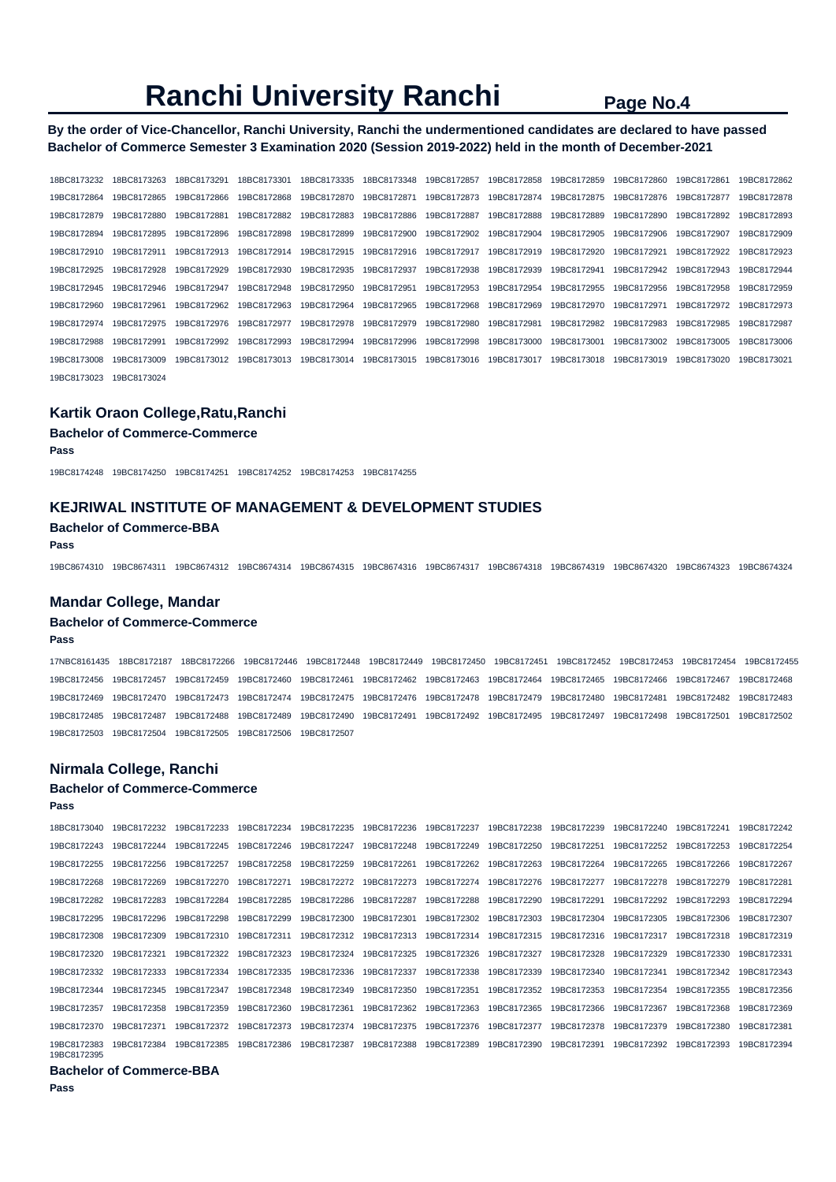# Ranchi University Ranchi

**By the order of Vice-Chancellor, Ranchi University, Ranchi the undermentioned candidates are declared to have passed Bachelor of Commerce Semester 3 Examination 2020 (Session 2019-2022) held in the month of December-2021**

18BC8173232 18BC8173263 18BC8173291 18BC8173301 18BC8173335 18BC8173348 19BC8172857 19BC8172858 19BC8172859 19BC8172860 19BC8172861 19BC8172862 19BC8172864 19BC8172865 19BC8172866 19BC8172868 19BC8172870 19BC8172871 19BC8172873 19BC8172874 19BC8172875 19BC8172876 19BC8172877 19BC8172878 19BC8172879 19BC8172880 19BC8172881 19BC8172882 19BC8172883 19BC8172886 19BC8172887 19BC8172888 19BC8172889 19BC8172890 19BC8172892 19BC8172893 19BC8172894 19BC8172895 19BC8172896 19BC8172898 19BC8172899 19BC8172900 19BC8172902 19BC8172904 19BC8172905 19BC8172906 19BC8172907 19BC8172909 19BC8172910 19BC8172911 19BC8172913 19BC8172914 19BC8172915 19BC8172916 19BC8172917 19BC8172919 19BC8172920 19BC8172921 19BC8172922 19BC8172923 19BC8172925 19BC8172928 19BC8172929 19BC8172930 19BC8172935 19BC8172937 19BC8172938 19BC8172939 19BC8172941 19BC8172942 19BC8172943 19BC8172944 19BC8172945 19BC8172946 19BC8172947 19BC8172948 19BC8172950 19BC8172951 19BC8172953 19BC8172954 19BC8172955 19BC8172956 19BC8172958 19BC8172959 19BC8172960 19BC8172961 19BC8172962 19BC8172963 19BC8172964 19BC8172965 19BC8172968 19BC8172969 19BC8172970 19BC8172971 19BC8172972 19BC8172973 19BC8172974 19BC8172975 19BC8172976 19BC8172977 19BC8172978 19BC8172979 19BC8172980 19BC8172981 19BC8172982 19BC8172983 19BC8172985 19BC8172987 19BC8172988 19BC8172991 19BC8172992 19BC8172993 19BC8172994 19BC8172996 19BC8172998 19BC8173000 19BC8173001 19BC8173002 19BC8173005 19BC8173006 19BC8173008 19BC8173009 19BC8173012 19BC8173013 19BC8173014 19BC8173015 19BC8173016 19BC8173017 19BC8173018 19BC8173019 19BC8173020 19BC8173021 19BC8173023 19BC8173024

## Kartik Oraon College,Ratu,Ranchi

### Bachelor of Commerce-Commerce

**Pass**

19BC8174248 19BC8174250 19BC8174251 19BC8174252 19BC8174253 19BC8174255

## KEJRIWAL INSTITUTE OF MANAGEMENT & DEVELOPMENT STUDIES

### Bachelor of Commerce-BBA

**Pass**

19BC8674310 19BC8674311 19BC8674312 19BC8674314 19BC8674315 19BC8674316 19BC8674317 19BC8674318 19BC8674319 19BC8674320 19BC8674323 19BC8674324

## Mandar College, Mandar

### Bachelor of Commerce-Commerce

**Pass**

17NBC8161435 18BC8172187 18BC8172266 19BC8172446 19BC8172448 19BC8172449 19BC8172450 19BC8172451 19BC8172452 19BC8172453 19BC8172454 19BC8172455 19BC8172456 19BC8172457 19BC8172459 19BC8172460 19BC8172461 19BC8172462 19BC8172463 19BC8172464 19BC8172465 19BC8172466 19BC8172467 19BC8172468 19BC8172469 19BC8172470 19BC8172473 19BC8172474 19BC8172475 19BC8172476 19BC8172478 19BC8172479 19BC8172480 19BC8172481 19BC8172482 19BC8172483 19BC8172485 19BC8172487 19BC8172488 19BC8172489 19BC8172490 19BC8172491 19BC8172492 19BC8172495 19BC8172497 19BC8172498 19BC8172501 19BC8172502 19BC8172503 19BC8172504 19BC8172505 19BC8172506 19BC8172507

## Nirmala College, Ranchi

### Bachelor of Commerce-Commerce

**Pass**

18BC8173040 19BC8172232 19BC8172233 19BC8172234 19BC8172235 19BC8172236 19BC8172237 19BC8172238 19BC8172239 19BC8172240 19BC8172241 19BC8172242 19BC8172243 19BC8172244 19BC8172245 19BC8172246 19BC8172247 19BC8172248 19BC8172249 19BC8172250 19BC8172251 19BC8172252 19BC8172253 19BC8172254 19BC8172255 19BC8172256 19BC8172257 19BC8172258 19BC8172259 19BC8172261 19BC8172262 19BC8172263 19BC8172264 19BC8172265 19BC8172266 19BC8172267 19BC8172268 19BC8172269 19BC8172270 19BC8172271 19BC8172272 19BC8172273 19BC8172274 19BC8172276 19BC8172277 19BC8172278 19BC8172279 19BC8172281 19BC8172282 19BC8172283 19BC8172284 19BC8172285 19BC8172286 19BC8172287 19BC8172288 19BC8172290 19BC8172291 19BC8172292 19BC8172293 19BC8172294 19BC8172295 19BC8172296 19BC8172298 19BC8172299 19BC8172300 19BC8172301 19BC8172302 19BC8172303 19BC8172304 19BC8172305 19BC8172306 19BC8172307 19BC8172308 19BC8172309 19BC8172310 19BC8172311 19BC8172312 19BC8172313 19BC8172314 19BC8172315 19BC8172316 19BC8172317 19BC8172318 19BC8172319 19BC8172320 19BC8172321 19BC8172322 19BC8172323 19BC8172324 19BC8172325 19BC8172326 19BC8172327 19BC8172328 19BC8172329 19BC8172330 19BC8172331 19BC8172332 19BC8172333 19BC8172334 19BC8172335 19BC8172336 19BC8172337 19BC8172338 19BC8172339 19BC8172340 19BC8172341 19BC8172342 19BC8172343 19BC8172344 19BC8172345 19BC8172347 19BC8172348 19BC8172349 19BC8172350 19BC8172351 19BC8172352 19BC8172353 19BC8172354 19BC8172355 19BC8172356 19BC8172357 19BC8172358 19BC8172359 19BC8172360 19BC8172361 19BC8172362 19BC8172363 19BC8172365 19BC8172366 19BC8172367 19BC8172368 19BC8172369 19BC8172370 19BC8172371 19BC8172372 19BC8172373 19BC8172374 19BC8172375 19BC8172376 19BC8172377 19BC8172378 19BC8172379 19BC8172380 19BC8172381 19BC8172383 19BC8172384 19BC8172385 19BC8172386 19BC8172387 19BC8172388 19BC8172389 19BC8172390 19BC8172391 19BC8172392 19BC8172393 19BC8172394 19BC8172395

### Bachelor of Commerce-BBA

**Pass**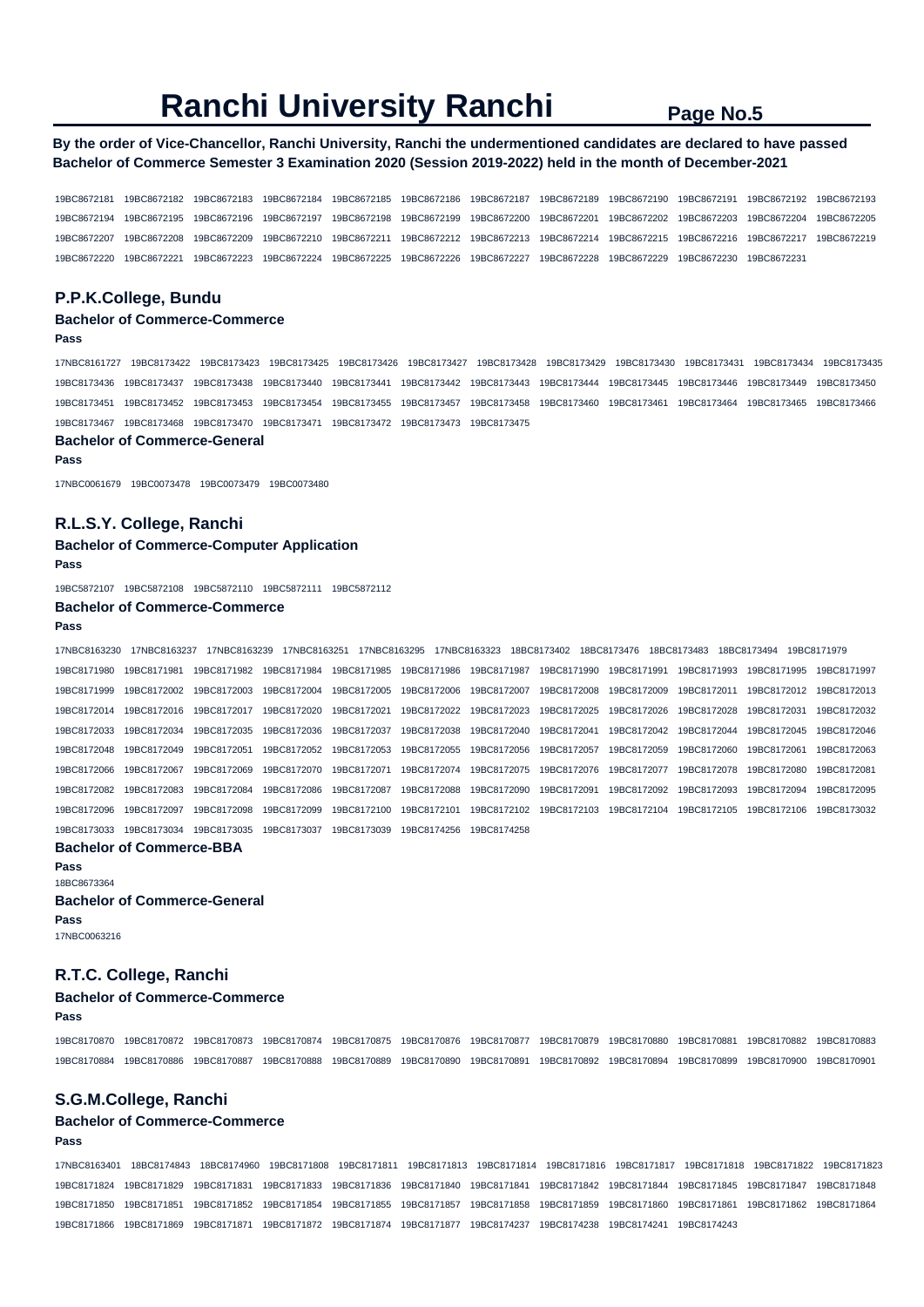# Ranchi University Ranchi

**By the order of Vice-Chancellor, Ranchi University, Ranchi the undermentioned candidates are declared to have passed Bachelor of Commerce Semester 3 Examination 2020 (Session 2019-2022) held in the month of December-2021**

19BC8672181 19BC8672182 19BC8672183 19BC8672184 19BC8672185 19BC8672186 19BC8672187 19BC8672189 19BC8672190 19BC8672191 19BC8672192 19BC8672193 19BC8672194 19BC8672195 19BC8672196 19BC8672197 19BC8672198 19BC8672199 19BC8672200 19BC8672201 19BC8672202 19BC8672203 19BC8672204 19BC8672205 19BC8672207 19BC8672208 19BC8672209 19BC8672210 19BC8672211 19BC8672212 19BC8672213 19BC8672214 19BC8672215 19BC8672216 19BC8672217 19BC8672219 19BC8672220 19BC8672221 19BC8672223 19BC8672224 19BC8672225 19BC8672226 19BC8672227 19BC8672228 19BC8672229 19BC8672230 19BC8672231

## P.P.K.College, Bundu

### Bachelor of Commerce-Commerce

**Pass**

17NBC8161727 19BC8173422 19BC8173423 19BC8173425 19BC8173426 19BC8173427 19BC8173428 19BC8173429 19BC8173430 19BC8173431 19BC8173434 19BC8173435 19BC8173436 19BC8173437 19BC8173438 19BC8173440 19BC8173441 19BC8173442 19BC8173443 19BC8173444 19BC8173445 19BC8173446 19BC8173449 19BC8173450 19BC8173451 19BC8173452 19BC8173453 19BC8173454 19BC8173455 19BC8173457 19BC8173458 19BC8173460 19BC8173461 19BC8173464 19BC8173465 19BC8173466 19BC8173467 19BC8173468 19BC8173470 19BC8173471 19BC8173472 19BC8173473 19BC8173475

### Bachelor of Commerce-General

**Pass**

17NBC0061679 19BC0073478 19BC0073479 19BC0073480

## R.L.S.Y. College, Ranchi

### Bachelor of Commerce-Computer Application

**Pass**

19BC5872107 19BC5872108 19BC5872110 19BC5872111 19BC5872112

### Bachelor of Commerce-Commerce

**Pass**

17NBC8163230 17NBC8163237 17NBC8163239 17NBC8163251 17NBC8163295 17NBC8163323 18BC8173402 18BC8173476 18BC8173483 18BC8173494 19BC8171979 19BC8171980 19BC8171981 19BC8171982 19BC8171984 19BC8171985 19BC8171986 19BC8171987 19BC8171990 19BC8171991 19BC8171993 19BC8171995 19BC8171997 19BC8171999 19BC8172002 19BC8172003 19BC8172004 19BC8172005 19BC8172006 19BC8172007 19BC8172008 19BC8172009 19BC8172011 19BC8172012 19BC8172013 19BC8172014 19BC8172016 19BC8172017 19BC8172020 19BC8172021 19BC8172022 19BC8172023 19BC8172025 19BC8172026 19BC8172028 19BC8172031 19BC8172032 19BC8172033 19BC8172034 19BC8172035 19BC8172036 19BC8172037 19BC8172038 19BC8172040 19BC8172041 19BC8172042 19BC8172044 19BC8172045 19BC8172046 19BC8172048 19BC8172049 19BC8172051 19BC8172052 19BC8172053 19BC8172055 19BC8172056 19BC8172057 19BC8172059 19BC8172060 19BC8172061 19BC8172063 19BC8172066 19BC8172067 19BC8172069 19BC8172070 19BC8172071 19BC8172074 19BC8172075 19BC8172076 19BC8172077 19BC8172078 19BC8172080 19BC8172081 19BC8172082 19BC8172083 19BC8172084 19BC8172086 19BC8172087 19BC8172088 19BC8172090 19BC8172091 19BC8172092 19BC8172093 19BC8172094 19BC8172095 19BC8172096 19BC8172097 19BC8172098 19BC8172099 19BC8172100 19BC8172101 19BC8172102 19BC8172103 19BC8172104 19BC8172105 19BC8172106 19BC8173032 19BC8173033 19BC8173034 19BC8173035 19BC8173037 19BC8173039 19BC8174256 19BC8174258

### Bachelor of Commerce-BBA

**Pass**

18BC8673364

### Bachelor of Commerce-General

**Pass**

17NBC0063216

## R.T.C. College, Ranchi

### Bachelor of Commerce-Commerce

**Pass**

19BC8170870 19BC8170872 19BC8170873 19BC8170874 19BC8170875 19BC8170876 19BC8170877 19BC8170879 19BC8170880 19BC8170881 19BC8170882 19BC8170883 19BC8170884 19BC8170886 19BC8170887 19BC8170888 19BC8170889 19BC8170890 19BC8170891 19BC8170892 19BC8170894 19BC8170899 19BC8170900 19BC8170901

## S.G.M.College, Ranchi

### Bachelor of Commerce-Commerce

**Pass**

17NBC8163401 18BC8174843 18BC8174960 19BC8171808 19BC8171811 19BC8171813 19BC8171814 19BC8171816 19BC8171817 19BC8171818 19BC8171822 19BC8171823 19BC8171824 19BC8171829 19BC8171831 19BC8171833 19BC8171836 19BC8171840 19BC8171841 19BC8171842 19BC8171844 19BC8171845 19BC8171847 19BC8171848 19BC8171850 19BC8171851 19BC8171852 19BC8171854 19BC8171855 19BC8171857 19BC8171858 19BC8171859 19BC8171860 19BC8171861 19BC8171862 19BC8171864 19BC8171866 19BC8171869 19BC8171871 19BC8171872 19BC8171874 19BC8171877 19BC8174237 19BC8174238 19BC8174241 19BC8174243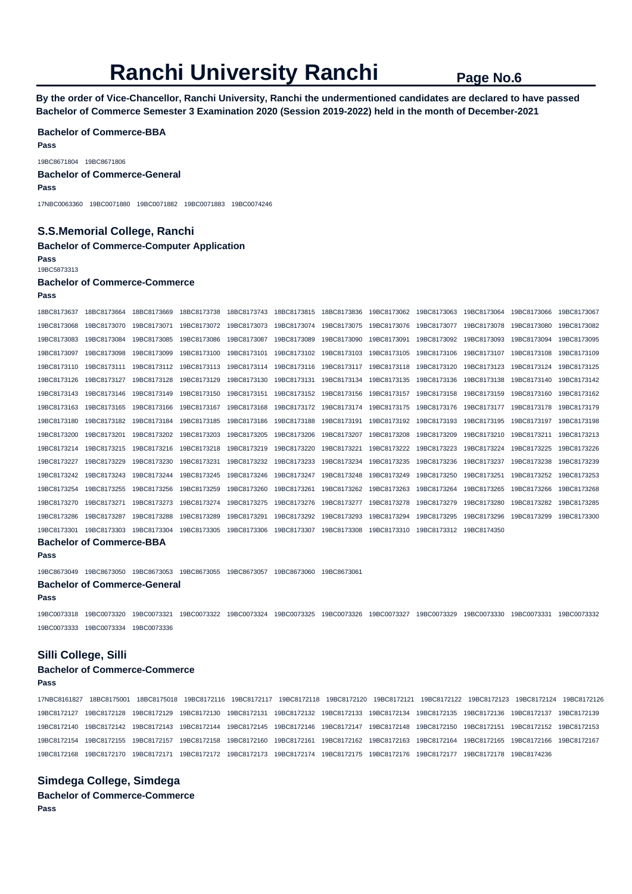# Ranchi University Ranchi

**By the order of Vice-Chancellor, Ranchi University, Ranchi the undermentioned candidates are declared to have passed Bachelor of Commerce Semester 3 Examination 2020 (Session 2019-2022) held in the month of December-2021**

### Bachelor of Commerce-BBA

**Pass**

19BC8671804 19BC8671806

### Bachelor of Commerce-General

**Pass**

17NBC0063360 19BC0071880 19BC0071882 19BC0071883 19BC0074246

## S.S.Memorial College, Ranchi

### Bachelor of Commerce-Computer Application

**Pass**

19BC5873313

### Bachelor of Commerce-Commerce

**Pass**

18BC8173637 18BC8173664 18BC8173669 18BC8173738 18BC8173743 18BC8173815 18BC8173836 19BC8173062 19BC8173063 19BC8173064 19BC8173066 19BC8173067
19BC8173068 19BC8173070 19BC8173071 19BC8173072 19BC8173073 19BC8173074 19BC8173075 19BC8173076 19BC8173077 19BC8173078 19BC8173080 19BC8173082
19BC8173083 19BC8173084 19BC8173085 19BC8173086 19BC8173087 19BC8173089 19BC8173090 19BC8173091 19BC8173092 19BC8173093 19BC8173094 19BC8173095
19BC8173097 19BC8173098 19BC8173099 19BC8173100 19BC8173101 19BC8173102 19BC8173103 19BC8173105 19BC8173106 19BC8173107 19BC8173108 19BC8173109
19BC8173110 19BC8173111 19BC8173112 19BC8173113 19BC8173114 19BC8173116 19BC8173117 19BC8173118 19BC8173120 19BC8173123 19BC8173124 19BC8173125
19BC8173126 19BC8173127 19BC8173128 19BC8173129 19BC8173130 19BC8173131 19BC8173134 19BC8173135 19BC8173136 19BC8173138 19BC8173140 19BC8173142
19BC8173143 19BC8173146 19BC8173149 19BC8173150 19BC8173151 19BC8173152 19BC8173156 19BC8173157 19BC8173158 19BC8173159 19BC8173160 19BC8173162
19BC8173163 19BC8173165 19BC8173166 19BC8173167 19BC8173168 19BC8173172 19BC8173174 19BC8173175 19BC8173176 19BC8173177 19BC8173178 19BC8173179
19BC8173180 19BC8173182 19BC8173184 19BC8173185 19BC8173186 19BC8173188 19BC8173191 19BC8173192 19BC8173193 19BC8173195 19BC8173197 19BC8173198
19BC8173200 19BC8173201 19BC8173202 19BC8173203 19BC8173205 19BC8173206 19BC8173207 19BC8173208 19BC8173209 19BC8173210 19BC8173211 19BC8173213
19BC8173214 19BC8173215 19BC8173216 19BC8173218 19BC8173219 19BC8173220 19BC8173221 19BC8173222 19BC8173223 19BC8173224 19BC8173225 19BC8173226
19BC8173227 19BC8173229 19BC8173230 19BC8173231 19BC8173232 19BC8173233 19BC8173234 19BC8173235 19BC8173236 19BC8173237 19BC8173238 19BC8173239
19BC8173242 19BC8173243 19BC8173244 19BC8173245 19BC8173246 19BC8173247 19BC8173248 19BC8173249 19BC8173250 19BC8173251 19BC8173252 19BC8173253
19BC8173254 19BC8173255 19BC8173256 19BC8173259 19BC8173260 19BC8173261 19BC8173262 19BC8173263 19BC8173264 19BC8173265 19BC8173266 19BC8173268
19BC8173270 19BC8173271 19BC8173273 19BC8173274 19BC8173275 19BC8173276 19BC8173277 19BC8173278 19BC8173279 19BC8173280 19BC8173282 19BC8173285
19BC8173286 19BC8173287 19BC8173288 19BC8173289 19BC8173291 19BC8173292 19BC8173293 19BC8173294 19BC8173295 19BC8173296 19BC8173299 19BC8173300
19BC8173301 19BC8173303 19BC8173304 19BC8173305 19BC8173306 19BC8173307 19BC8173308 19BC8173310 19BC8173312 19BC8174350

### Bachelor of Commerce-BBA

**Pass**

19BC8673049 19BC8673050 19BC8673053 19BC8673055 19BC8673057 19BC8673060 19BC8673061

### Bachelor of Commerce-General

**Pass**

19BC0073318 19BC0073320 19BC0073321 19BC0073322 19BC0073324 19BC0073325 19BC0073326 19BC0073327 19BC0073329 19BC0073330 19BC0073331 19BC0073332
19BC0073333 19BC0073334 19BC0073336

## Silli College, Silli

### Bachelor of Commerce-Commerce

**Pass**

17NBC8161827 18BC8175001 18BC8175018 19BC8172116 19BC8172117 19BC8172118 19BC8172120 19BC8172121 19BC8172122 19BC8172123 19BC8172124 19BC8172126
19BC8172127 19BC8172128 19BC8172129 19BC8172130 19BC8172131 19BC8172132 19BC8172133 19BC8172134 19BC8172135 19BC8172136 19BC8172137 19BC8172139
19BC8172140 19BC8172142 19BC8172143 19BC8172144 19BC8172145 19BC8172146 19BC8172147 19BC8172148 19BC8172150 19BC8172151 19BC8172152 19BC8172153
19BC8172154 19BC8172155 19BC8172157 19BC8172158 19BC8172160 19BC8172161 19BC8172162 19BC8172163 19BC8172164 19BC8172165 19BC8172166 19BC8172167
19BC8172168 19BC8172170 19BC8172171 19BC8172172 19BC8172173 19BC8172174 19BC8172175 19BC8172176 19BC8172177 19BC8172178 19BC8174236

## Simdega College, Simdega

### Bachelor of Commerce-Commerce

**Pass**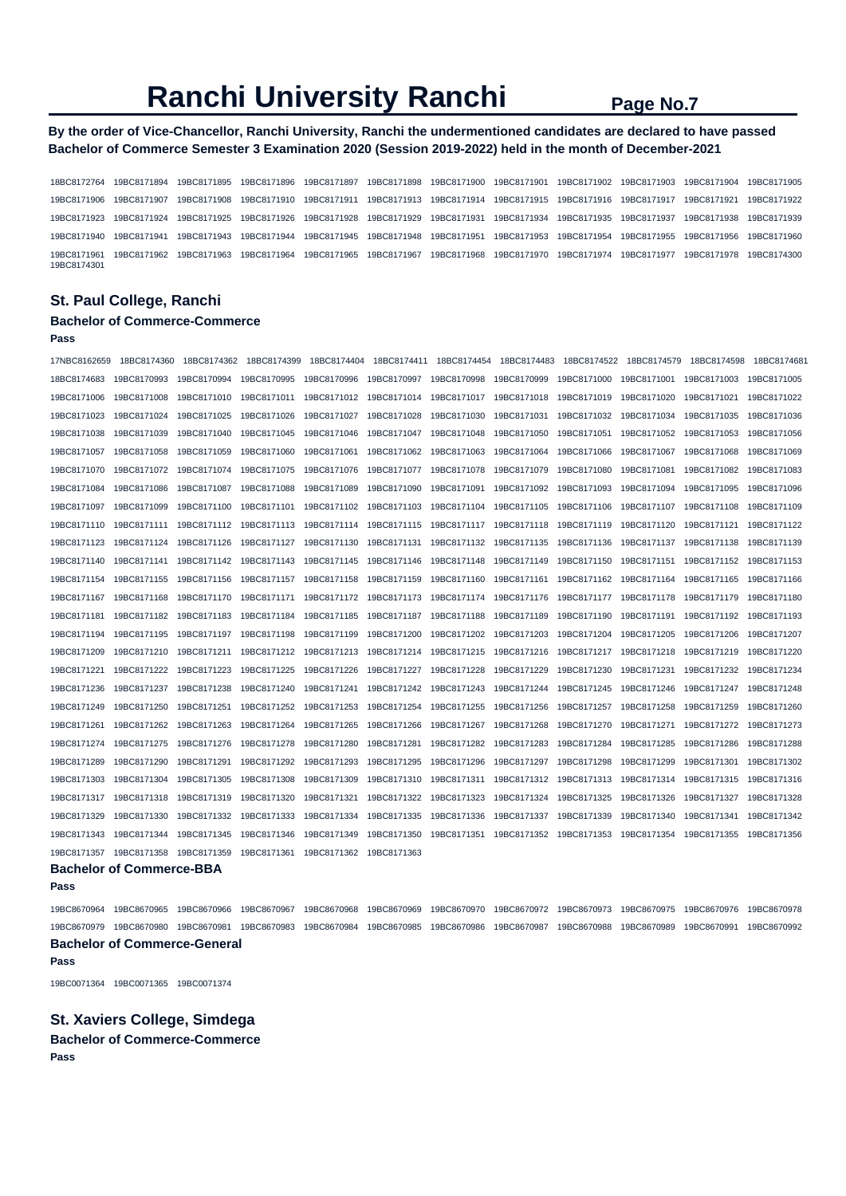# Ranchi University Ranchi

**By the order of Vice-Chancellor, Ranchi University, Ranchi the undermentioned candidates are declared to have passed Bachelor of Commerce Semester 3 Examination 2020 (Session 2019-2022) held in the month of December-2021**

18BC8172764 19BC8171894 19BC8171895 19BC8171896 19BC8171897 19BC8171898 19BC8171900 19BC8171901 19BC8171902 19BC8171903 19BC8171904 19BC8171905
19BC8171906 19BC8171907 19BC8171908 19BC8171910 19BC8171911 19BC8171913 19BC8171914 19BC8171915 19BC8171916 19BC8171917 19BC8171921 19BC8171922
19BC8171923 19BC8171924 19BC8171925 19BC8171926 19BC8171928 19BC8171929 19BC8171931 19BC8171934 19BC8171935 19BC8171937 19BC8171938 19BC8171939
19BC8171940 19BC8171941 19BC8171943 19BC8171944 19BC8171945 19BC8171948 19BC8171951 19BC8171953 19BC8171954 19BC8171955 19BC8171956 19BC8171960
19BC8171961 19BC8171962 19BC8171963 19BC8171964 19BC8171965 19BC8171967 19BC8171968 19BC8171970 19BC8171974 19BC8171977 19BC8171978 19BC8174300
19BC8174301

## St. Paul College, Ranchi

### Bachelor of Commerce-Commerce

**Pass**

17NBC8162659 18BC8174360 18BC8174362 18BC8174399 18BC8174404 18BC8174411 18BC8174454 18BC8174483 18BC8174522 18BC8174579 18BC8174598 18BC8174681
18BC8174683 19BC8170993 19BC8170994 19BC8170995 19BC8170996 19BC8170997 19BC8170998 19BC8170999 19BC8171000 19BC8171001 19BC8171003 19BC8171005
19BC8171006 19BC8171008 19BC8171010 19BC8171011 19BC8171012 19BC8171014 19BC8171017 19BC8171018 19BC8171019 19BC8171020 19BC8171021 19BC8171022
19BC8171023 19BC8171024 19BC8171025 19BC8171026 19BC8171027 19BC8171028 19BC8171030 19BC8171031 19BC8171032 19BC8171034 19BC8171035 19BC8171036
19BC8171038 19BC8171039 19BC8171040 19BC8171045 19BC8171046 19BC8171047 19BC8171048 19BC8171050 19BC8171051 19BC8171052 19BC8171053 19BC8171056
19BC8171057 19BC8171058 19BC8171059 19BC8171060 19BC8171061 19BC8171062 19BC8171063 19BC8171064 19BC8171066 19BC8171067 19BC8171068 19BC8171069
19BC8171070 19BC8171072 19BC8171074 19BC8171075 19BC8171076 19BC8171077 19BC8171078 19BC8171079 19BC8171080 19BC8171081 19BC8171082 19BC8171083
19BC8171084 19BC8171086 19BC8171087 19BC8171088 19BC8171089 19BC8171090 19BC8171091 19BC8171092 19BC8171093 19BC8171094 19BC8171095 19BC8171096
19BC8171097 19BC8171099 19BC8171100 19BC8171101 19BC8171102 19BC8171103 19BC8171104 19BC8171105 19BC8171106 19BC8171107 19BC8171108 19BC8171109
19BC8171110 19BC8171111 19BC8171112 19BC8171113 19BC8171114 19BC8171115 19BC8171117 19BC8171118 19BC8171119 19BC8171120 19BC8171121 19BC8171122
19BC8171123 19BC8171124 19BC8171126 19BC8171127 19BC8171130 19BC8171131 19BC8171132 19BC8171135 19BC8171136 19BC8171137 19BC8171138 19BC8171139
19BC8171140 19BC8171141 19BC8171142 19BC8171143 19BC8171145 19BC8171146 19BC8171148 19BC8171149 19BC8171150 19BC8171151 19BC8171152 19BC8171153
19BC8171154 19BC8171155 19BC8171156 19BC8171157 19BC8171158 19BC8171159 19BC8171160 19BC8171161 19BC8171162 19BC8171164 19BC8171165 19BC8171166
19BC8171167 19BC8171168 19BC8171170 19BC8171171 19BC8171172 19BC8171173 19BC8171174 19BC8171176 19BC8171177 19BC8171178 19BC8171179 19BC8171180
19BC8171181 19BC8171182 19BC8171183 19BC8171184 19BC8171185 19BC8171187 19BC8171188 19BC8171189 19BC8171190 19BC8171191 19BC8171192 19BC8171193
19BC8171194 19BC8171195 19BC8171197 19BC8171198 19BC8171199 19BC8171200 19BC8171202 19BC8171203 19BC8171204 19BC8171205 19BC8171206 19BC8171207
19BC8171209 19BC8171210 19BC8171211 19BC8171212 19BC8171213 19BC8171214 19BC8171215 19BC8171216 19BC8171217 19BC8171218 19BC8171219 19BC8171220
19BC8171221 19BC8171222 19BC8171223 19BC8171225 19BC8171226 19BC8171227 19BC8171228 19BC8171229 19BC8171230 19BC8171231 19BC8171232 19BC8171234
19BC8171236 19BC8171237 19BC8171238 19BC8171240 19BC8171241 19BC8171242 19BC8171243 19BC8171244 19BC8171245 19BC8171246 19BC8171247 19BC8171248
19BC8171249 19BC8171250 19BC8171251 19BC8171252 19BC8171253 19BC8171254 19BC8171255 19BC8171256 19BC8171257 19BC8171258 19BC8171259 19BC8171260
19BC8171261 19BC8171262 19BC8171263 19BC8171264 19BC8171265 19BC8171266 19BC8171267 19BC8171268 19BC8171270 19BC8171271 19BC8171272 19BC8171273
19BC8171274 19BC8171275 19BC8171276 19BC8171278 19BC8171280 19BC8171281 19BC8171282 19BC8171283 19BC8171284 19BC8171285 19BC8171286 19BC8171288
19BC8171289 19BC8171290 19BC8171291 19BC8171292 19BC8171293 19BC8171295 19BC8171296 19BC8171297 19BC8171298 19BC8171299 19BC8171301 19BC8171302
19BC8171303 19BC8171304 19BC8171305 19BC8171308 19BC8171309 19BC8171310 19BC8171311 19BC8171312 19BC8171313 19BC8171314 19BC8171315 19BC8171316
19BC8171317 19BC8171318 19BC8171319 19BC8171320 19BC8171321 19BC8171322 19BC8171323 19BC8171324 19BC8171325 19BC8171326 19BC8171327 19BC8171328
19BC8171329 19BC8171330 19BC8171332 19BC8171333 19BC8171334 19BC8171335 19BC8171336 19BC8171337 19BC8171339 19BC8171340 19BC8171341 19BC8171342
19BC8171343 19BC8171344 19BC8171345 19BC8171346 19BC8171349 19BC8171350 19BC8171351 19BC8171352 19BC8171353 19BC8171354 19BC8171355 19BC8171356
19BC8171357 19BC8171358 19BC8171359 19BC8171361 19BC8171362 19BC8171363

### Bachelor of Commerce-BBA

**Pass**

19BC8670964 19BC8670965 19BC8670966 19BC8670967 19BC8670968 19BC8670969 19BC8670970 19BC8670972 19BC8670973 19BC8670975 19BC8670976 19BC8670978
19BC8670979 19BC8670980 19BC8670981 19BC8670983 19BC8670984 19BC8670985 19BC8670986 19BC8670987 19BC8670988 19BC8670989 19BC8670991 19BC8670992

### Bachelor of Commerce-General

**Pass**

19BC0071364 19BC0071365 19BC0071374

## St. Xaviers College, Simdega

### Bachelor of Commerce-Commerce

**Pass**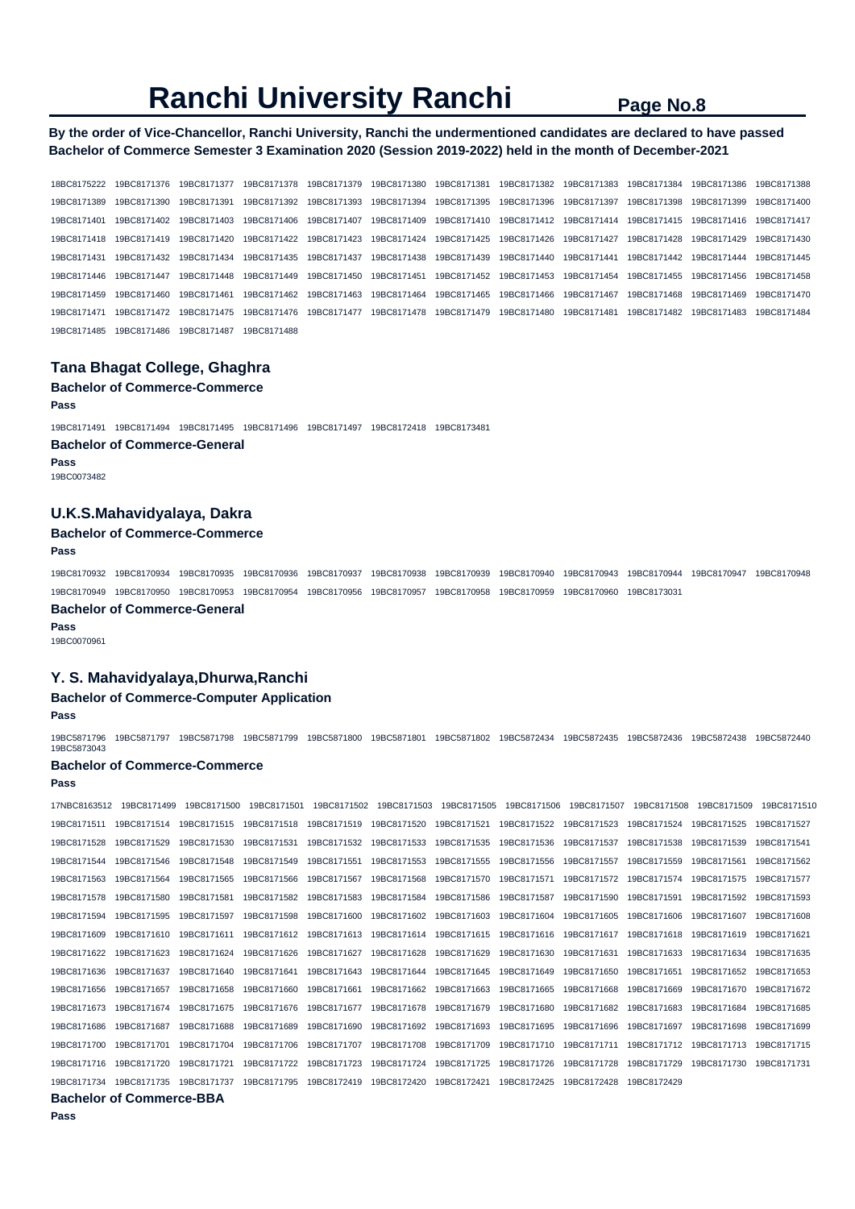# Ranchi University Ranchi

**By the order of Vice-Chancellor, Ranchi University, Ranchi the undermentioned candidates are declared to have passed Bachelor of Commerce Semester 3 Examination 2020 (Session 2019-2022) held in the month of December-2021**

18BC8175222 19BC8171376 19BC8171377 19BC8171378 19BC8171379 19BC8171380 19BC8171381 19BC8171382 19BC8171383 19BC8171384 19BC8171386 19BC8171388 19BC8171389 19BC8171390 19BC8171391 19BC8171392 19BC8171393 19BC8171394 19BC8171395 19BC8171396 19BC8171397 19BC8171398 19BC8171399 19BC8171400 19BC8171401 19BC8171402 19BC8171403 19BC8171406 19BC8171407 19BC8171409 19BC8171410 19BC8171412 19BC8171414 19BC8171415 19BC8171416 19BC8171417 19BC8171418 19BC8171419 19BC8171420 19BC8171422 19BC8171423 19BC8171424 19BC8171425 19BC8171426 19BC8171427 19BC8171428 19BC8171429 19BC8171430 19BC8171431 19BC8171432 19BC8171434 19BC8171435 19BC8171437 19BC8171438 19BC8171439 19BC8171440 19BC8171441 19BC8171442 19BC8171444 19BC8171445 19BC8171446 19BC8171447 19BC8171448 19BC8171449 19BC8171450 19BC8171451 19BC8171452 19BC8171453 19BC8171454 19BC8171455 19BC8171456 19BC8171458 19BC8171459 19BC8171460 19BC8171461 19BC8171462 19BC8171463 19BC8171464 19BC8171465 19BC8171466 19BC8171467 19BC8171468 19BC8171469 19BC8171470 19BC8171471 19BC8171472 19BC8171475 19BC8171476 19BC8171477 19BC8171478 19BC8171479 19BC8171480 19BC8171481 19BC8171482 19BC8171483 19BC8171484 19BC8171485 19BC8171486 19BC8171487 19BC8171488

## Tana Bhagat College, Ghaghra

### Bachelor of Commerce-Commerce

**Pass**

19BC8171491 19BC8171494 19BC8171495 19BC8171496 19BC8171497 19BC8172418 19BC8173481

### Bachelor of Commerce-General

**Pass**

19BC0073482

## U.K.S.Mahavidyalaya, Dakra

### Bachelor of Commerce-Commerce

**Pass**

19BC8170932 19BC8170934 19BC8170935 19BC8170936 19BC8170937 19BC8170938 19BC8170939 19BC8170940 19BC8170943 19BC8170944 19BC8170947 19BC8170948 19BC8170949 19BC8170950 19BC8170953 19BC8170954 19BC8170956 19BC8170957 19BC8170958 19BC8170959 19BC8170960 19BC8173031

### Bachelor of Commerce-General

**Pass**

19BC0070961

## Y. S. Mahavidyalaya,Dhurwa,Ranchi

### Bachelor of Commerce-Computer Application

**Pass**

19BC5871796 19BC5871797 19BC5871798 19BC5871799 19BC5871800 19BC5871801 19BC5871802 19BC5872434 19BC5872435 19BC5872436 19BC5872438 19BC5872440 19BC5873043

### Bachelor of Commerce-Commerce

**Pass**

17NBC8163512 19BC8171499 19BC8171500 19BC8171501 19BC8171502 19BC8171503 19BC8171505 19BC8171506 19BC8171507 19BC8171508 19BC8171509 19BC8171510 19BC8171511 19BC8171514 19BC8171515 19BC8171518 19BC8171519 19BC8171520 19BC8171521 19BC8171522 19BC8171523 19BC8171524 19BC8171525 19BC8171527 19BC8171528 19BC8171529 19BC8171530 19BC8171531 19BC8171532 19BC8171533 19BC8171535 19BC8171536 19BC8171537 19BC8171538 19BC8171539 19BC8171541 19BC8171544 19BC8171546 19BC8171548 19BC8171549 19BC8171551 19BC8171553 19BC8171555 19BC8171556 19BC8171557 19BC8171559 19BC8171561 19BC8171562 19BC8171563 19BC8171564 19BC8171565 19BC8171566 19BC8171567 19BC8171568 19BC8171570 19BC8171571 19BC8171572 19BC8171574 19BC8171575 19BC8171577 19BC8171578 19BC8171580 19BC8171581 19BC8171582 19BC8171583 19BC8171584 19BC8171586 19BC8171587 19BC8171590 19BC8171591 19BC8171592 19BC8171593 19BC8171594 19BC8171595 19BC8171597 19BC8171598 19BC8171600 19BC8171602 19BC8171603 19BC8171604 19BC8171605 19BC8171606 19BC8171607 19BC8171608 19BC8171609 19BC8171610 19BC8171611 19BC8171612 19BC8171613 19BC8171614 19BC8171615 19BC8171616 19BC8171617 19BC8171618 19BC8171619 19BC8171621 19BC8171622 19BC8171623 19BC8171624 19BC8171626 19BC8171627 19BC8171628 19BC8171629 19BC8171630 19BC8171631 19BC8171633 19BC8171634 19BC8171635 19BC8171636 19BC8171637 19BC8171640 19BC8171641 19BC8171643 19BC8171644 19BC8171645 19BC8171649 19BC8171650 19BC8171651 19BC8171652 19BC8171653 19BC8171656 19BC8171657 19BC8171658 19BC8171660 19BC8171661 19BC8171662 19BC8171663 19BC8171665 19BC8171668 19BC8171669 19BC8171670 19BC8171672 19BC8171673 19BC8171674 19BC8171675 19BC8171676 19BC8171677 19BC8171678 19BC8171679 19BC8171680 19BC8171682 19BC8171683 19BC8171684 19BC8171685 19BC8171686 19BC8171687 19BC8171688 19BC8171689 19BC8171690 19BC8171692 19BC8171693 19BC8171695 19BC8171696 19BC8171697 19BC8171698 19BC8171699 19BC8171700 19BC8171701 19BC8171704 19BC8171706 19BC8171707 19BC8171708 19BC8171709 19BC8171710 19BC8171711 19BC8171712 19BC8171713 19BC8171715 19BC8171716 19BC8171720 19BC8171721 19BC8171722 19BC8171723 19BC8171724 19BC8171725 19BC8171726 19BC8171728 19BC8171729 19BC8171730 19BC8171731 19BC8171734 19BC8171735 19BC8171737 19BC8171795 19BC8172419 19BC8172420 19BC8172421 19BC8172425 19BC8172428 19BC8172429

### Bachelor of Commerce-BBA

**Pass**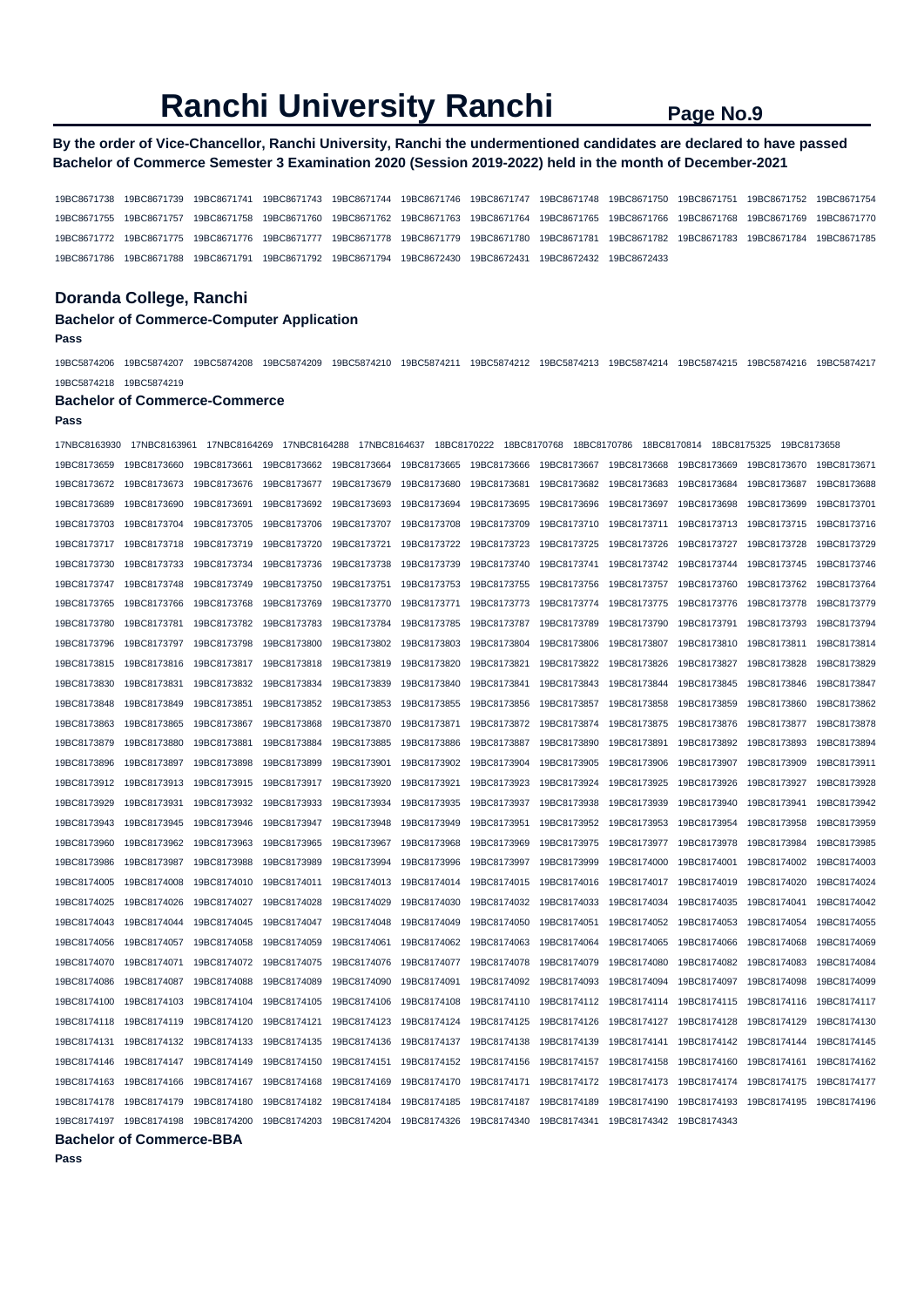# Ranchi University Ranchi

**By the order of Vice-Chancellor, Ranchi University, Ranchi the undermentioned candidates are declared to have passed Bachelor of Commerce Semester 3 Examination 2020 (Session 2019-2022) held in the month of December-2021**

19BC8671738 19BC8671739 19BC8671741 19BC8671743 19BC8671744 19BC8671746 19BC8671747 19BC8671748 19BC8671750 19BC8671751 19BC8671752 19BC8671754
19BC8671755 19BC8671757 19BC8671758 19BC8671760 19BC8671762 19BC8671763 19BC8671764 19BC8671765 19BC8671766 19BC8671768 19BC8671769 19BC8671770
19BC8671772 19BC8671775 19BC8671776 19BC8671777 19BC8671778 19BC8671779 19BC8671780 19BC8671781 19BC8671782 19BC8671783 19BC8671784 19BC8671785
19BC8671786 19BC8671788 19BC8671791 19BC8671792 19BC8671794 19BC8672430 19BC8672431 19BC8672432 19BC8672433

## Doranda College, Ranchi

### Bachelor of Commerce-Computer Application

**Pass**

19BC5874206 19BC5874207 19BC5874208 19BC5874209 19BC5874210 19BC5874211 19BC5874212 19BC5874213 19BC5874214 19BC5874215 19BC5874216 19BC5874217
19BC5874218 19BC5874219

### Bachelor of Commerce-Commerce

**Pass**

17NBC8163930 17NBC8163961 17NBC8164269 17NBC8164288 17NBC8164637 18BC8170222 18BC8170768 18BC8170786 18BC8170814 18BC8175325 19BC8173658
19BC8173659 19BC8173660 19BC8173661 19BC8173662 19BC8173664 19BC8173665 19BC8173666 19BC8173667 19BC8173668 19BC8173669 19BC8173670 19BC8173671
19BC8173672 19BC8173673 19BC8173676 19BC8173677 19BC8173679 19BC8173680 19BC8173681 19BC8173682 19BC8173683 19BC8173684 19BC8173687 19BC8173688
19BC8173689 19BC8173690 19BC8173691 19BC8173692 19BC8173693 19BC8173694 19BC8173695 19BC8173696 19BC8173697 19BC8173698 19BC8173699 19BC8173701
19BC8173703 19BC8173704 19BC8173705 19BC8173706 19BC8173707 19BC8173708 19BC8173709 19BC8173710 19BC8173711 19BC8173713 19BC8173715 19BC8173716
19BC8173717 19BC8173718 19BC8173719 19BC8173720 19BC8173721 19BC8173722 19BC8173723 19BC8173725 19BC8173726 19BC8173727 19BC8173728 19BC8173729
19BC8173730 19BC8173733 19BC8173734 19BC8173736 19BC8173738 19BC8173739 19BC8173740 19BC8173741 19BC8173742 19BC8173744 19BC8173745 19BC8173746
19BC8173747 19BC8173748 19BC8173749 19BC8173750 19BC8173751 19BC8173753 19BC8173755 19BC8173756 19BC8173757 19BC8173760 19BC8173762 19BC8173764
19BC8173765 19BC8173766 19BC8173768 19BC8173769 19BC8173770 19BC8173771 19BC8173773 19BC8173774 19BC8173775 19BC8173776 19BC8173778 19BC8173779
19BC8173780 19BC8173781 19BC8173782 19BC8173783 19BC8173784 19BC8173785 19BC8173787 19BC8173789 19BC8173790 19BC8173791 19BC8173793 19BC8173794
19BC8173796 19BC8173797 19BC8173798 19BC8173800 19BC8173802 19BC8173803 19BC8173804 19BC8173806 19BC8173807 19BC8173810 19BC8173811 19BC8173814
19BC8173815 19BC8173816 19BC8173817 19BC8173818 19BC8173819 19BC8173820 19BC8173821 19BC8173822 19BC8173826 19BC8173827 19BC8173828 19BC8173829
19BC8173830 19BC8173831 19BC8173832 19BC8173834 19BC8173839 19BC8173840 19BC8173841 19BC8173843 19BC8173844 19BC8173845 19BC8173846 19BC8173847
19BC8173848 19BC8173849 19BC8173851 19BC8173852 19BC8173853 19BC8173855 19BC8173856 19BC8173857 19BC8173858 19BC8173859 19BC8173860 19BC8173862
19BC8173863 19BC8173865 19BC8173867 19BC8173868 19BC8173870 19BC8173871 19BC8173872 19BC8173874 19BC8173875 19BC8173876 19BC8173877 19BC8173878
19BC8173879 19BC8173880 19BC8173881 19BC8173884 19BC8173885 19BC8173886 19BC8173887 19BC8173890 19BC8173891 19BC8173892 19BC8173893 19BC8173894
19BC8173896 19BC8173897 19BC8173898 19BC8173899 19BC8173901 19BC8173902 19BC8173904 19BC8173905 19BC8173906 19BC8173907 19BC8173909 19BC8173911
19BC8173912 19BC8173913 19BC8173915 19BC8173917 19BC8173920 19BC8173921 19BC8173923 19BC8173924 19BC8173925 19BC8173926 19BC8173927 19BC8173928
19BC8173929 19BC8173931 19BC8173932 19BC8173933 19BC8173934 19BC8173935 19BC8173937 19BC8173938 19BC8173939 19BC8173940 19BC8173941 19BC8173942
19BC8173943 19BC8173945 19BC8173946 19BC8173947 19BC8173948 19BC8173949 19BC8173951 19BC8173952 19BC8173953 19BC8173954 19BC8173958 19BC8173959
19BC8173960 19BC8173962 19BC8173963 19BC8173965 19BC8173967 19BC8173968 19BC8173969 19BC8173975 19BC8173977 19BC8173978 19BC8173984 19BC8173985
19BC8173986 19BC8173987 19BC8173988 19BC8173989 19BC8173994 19BC8173996 19BC8173997 19BC8173999 19BC8174000 19BC8174001 19BC8174002 19BC8174003
19BC8174005 19BC8174008 19BC8174010 19BC8174011 19BC8174013 19BC8174014 19BC8174015 19BC8174016 19BC8174017 19BC8174019 19BC8174020 19BC8174024
19BC8174025 19BC8174026 19BC8174027 19BC8174028 19BC8174029 19BC8174030 19BC8174032 19BC8174033 19BC8174034 19BC8174035 19BC8174041 19BC8174042
19BC8174043 19BC8174044 19BC8174045 19BC8174047 19BC8174048 19BC8174049 19BC8174050 19BC8174051 19BC8174052 19BC8174053 19BC8174054 19BC8174055
19BC8174056 19BC8174057 19BC8174058 19BC8174059 19BC8174061 19BC8174062 19BC8174063 19BC8174064 19BC8174065 19BC8174066 19BC8174068 19BC8174069
19BC8174070 19BC8174071 19BC8174072 19BC8174075 19BC8174076 19BC8174077 19BC8174078 19BC8174079 19BC8174080 19BC8174082 19BC8174083 19BC8174084
19BC8174086 19BC8174087 19BC8174088 19BC8174089 19BC8174090 19BC8174091 19BC8174092 19BC8174093 19BC8174094 19BC8174097 19BC8174098 19BC8174099
19BC8174100 19BC8174103 19BC8174104 19BC8174105 19BC8174106 19BC8174108 19BC8174110 19BC8174112 19BC8174114 19BC8174115 19BC8174116 19BC8174117
19BC8174118 19BC8174119 19BC8174120 19BC8174121 19BC8174123 19BC8174124 19BC8174125 19BC8174126 19BC8174127 19BC8174128 19BC8174129 19BC8174130
19BC8174131 19BC8174132 19BC8174133 19BC8174135 19BC8174136 19BC8174137 19BC8174138 19BC8174139 19BC8174141 19BC8174142 19BC8174144 19BC8174145
19BC8174146 19BC8174147 19BC8174149 19BC8174150 19BC8174151 19BC8174152 19BC8174156 19BC8174157 19BC8174158 19BC8174160 19BC8174161 19BC8174162
19BC8174163 19BC8174166 19BC8174167 19BC8174168 19BC8174169 19BC8174170 19BC8174171 19BC8174172 19BC8174173 19BC8174174 19BC8174175 19BC8174177
19BC8174178 19BC8174179 19BC8174180 19BC8174182 19BC8174184 19BC8174185 19BC8174187 19BC8174189 19BC8174190 19BC8174193 19BC8174195 19BC8174196
19BC8174197 19BC8174198 19BC8174200 19BC8174203 19BC8174204 19BC8174326 19BC8174340 19BC8174341 19BC8174342 19BC8174343

### Bachelor of Commerce-BBA

**Pass**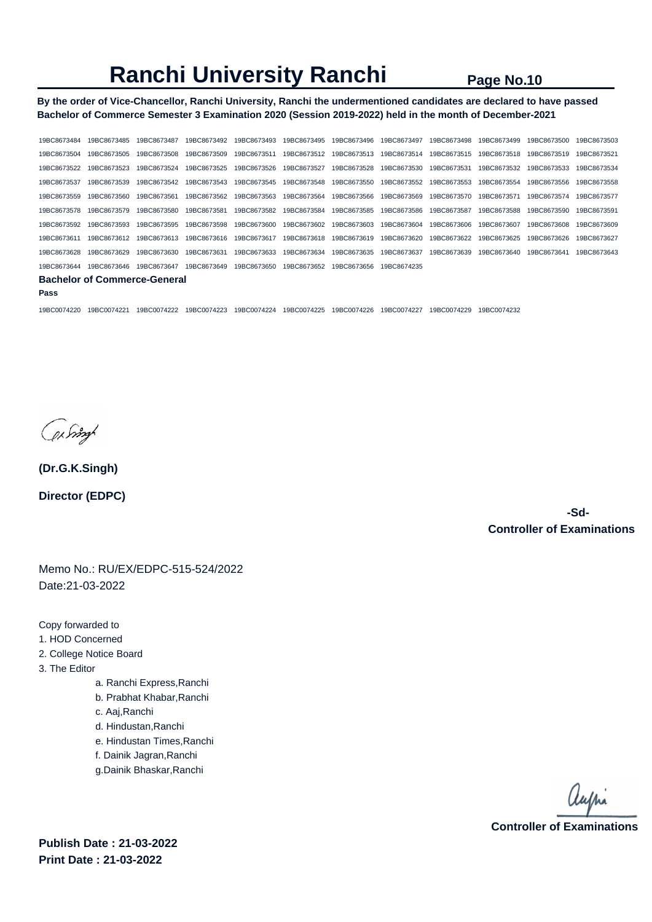# Ranchi University Ranchi

**Page No.10**

**By the order of Vice-Chancellor, Ranchi University, Ranchi the undermentioned candidates are declared to have passed Bachelor of Commerce Semester 3 Examination 2020 (Session 2019-2022) held in the month of December-2021**

| | | | | | | | | | | | |
|---|---|---|---|---|---|---|---|---|---|---|---|
| 19BC8673484 | 19BC8673485 | 19BC8673487 | 19BC8673492 | 19BC8673493 | 19BC8673495 | 19BC8673496 | 19BC8673497 | 19BC8673498 | 19BC8673499 | 19BC8673500 | 19BC8673503 |
| 19BC8673504 | 19BC8673505 | 19BC8673508 | 19BC8673509 | 19BC8673511 | 19BC8673512 | 19BC8673513 | 19BC8673514 | 19BC8673515 | 19BC8673518 | 19BC8673519 | 19BC8673521 |
| 19BC8673522 | 19BC8673523 | 19BC8673524 | 19BC8673525 | 19BC8673526 | 19BC8673527 | 19BC8673528 | 19BC8673530 | 19BC8673531 | 19BC8673532 | 19BC8673533 | 19BC8673534 |
| 19BC8673537 | 19BC8673539 | 19BC8673542 | 19BC8673543 | 19BC8673545 | 19BC8673548 | 19BC8673550 | 19BC8673552 | 19BC8673553 | 19BC8673554 | 19BC8673556 | 19BC8673558 |
| 19BC8673559 | 19BC8673560 | 19BC8673561 | 19BC8673562 | 19BC8673563 | 19BC8673564 | 19BC8673566 | 19BC8673569 | 19BC8673570 | 19BC8673571 | 19BC8673574 | 19BC8673577 |
| 19BC8673578 | 19BC8673579 | 19BC8673580 | 19BC8673581 | 19BC8673582 | 19BC8673584 | 19BC8673585 | 19BC8673586 | 19BC8673587 | 19BC8673588 | 19BC8673590 | 19BC8673591 |
| 19BC8673592 | 19BC8673593 | 19BC8673595 | 19BC8673598 | 19BC8673600 | 19BC8673602 | 19BC8673603 | 19BC8673604 | 19BC8673606 | 19BC8673607 | 19BC8673608 | 19BC8673609 |
| 19BC8673611 | 19BC8673612 | 19BC8673613 | 19BC8673616 | 19BC8673617 | 19BC8673618 | 19BC8673619 | 19BC8673620 | 19BC8673622 | 19BC8673625 | 19BC8673626 | 19BC8673627 |
| 19BC8673628 | 19BC8673629 | 19BC8673630 | 19BC8673631 | 19BC8673633 | 19BC8673634 | 19BC8673635 | 19BC8673637 | 19BC8673639 | 19BC8673640 | 19BC8673641 | 19BC8673643 |
| 19BC8673644 | 19BC8673646 | 19BC8673647 | 19BC8673649 | 19BC8673650 | 19BC8673652 | 19BC8673656 | 19BC8674235 | | | | |

### Bachelor of Commerce-General

**Pass**

| | | | | | | | | | |
|---|---|---|---|---|---|---|---|---|---|
| 19BC0074220 | 19BC0074221 | 19BC0074222 | 19BC0074223 | 19BC0074224 | 19BC0074225 | 19BC0074226 | 19BC0074227 | 19BC0074229 | 19BC0074232 |

**(Dr.G.K.Singh)**

**Director (EDPC)**

**-Sd-**
**Controller of Examinations**

Memo No.: RU/EX/EDPC-515-524/2022
Date:21-03-2022

Copy forwarded to
1. HOD Concerned
2. College Notice Board
3. The Editor
   - a. Ranchi Express,Ranchi
   - b. Prabhat Khabar,Ranchi
   - c. Aaj,Ranchi
   - d. Hindustan,Ranchi
   - e. Hindustan Times,Ranchi
   - f. Dainik Jagran,Ranchi
   - g.Dainik Bhaskar,Ranchi

**Controller of Examinations**

**Publish Date : 21-03-2022**
**Print Date : 21-03-2022**